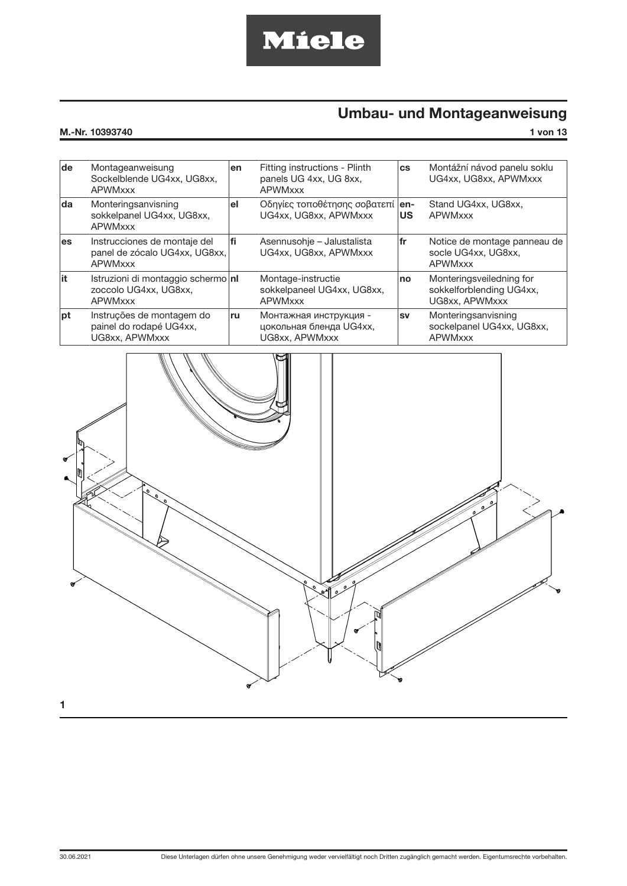Miele

# Umbau- und Montageanweisung

**M.-Nr. 10393740**

| | | | | | |
|---|---|---|---|---|---|
| **de** | Montageanweisung Sockelblende UG4xx, UG8xx, APWMxxx | **en** | Fitting instructions - Plinth panels UG 4xx, UG 8xx, APWMxxx | **cs** | Montážní návod panelu soklu UG4xx, UG8xx, APWMxxx |
| **da** | Monteringsanvisning sokkelpanel UG4xx, UG8xx, APWMxxx | **el** | Οδηγίες τοποθέτησης σοβατεπί UG4xx, UG8xx, APWMxxx | **en-US** | Stand UG4xx, UG8xx, APWMxxx |
| **es** | Instrucciones de montaje del panel de zócalo UG4xx, UG8xx, APWMxxx | **fi** | Asennusohje – Jalustalista UG4xx, UG8xx, APWMxxx | **fr** | Notice de montage panneau de socle UG4xx, UG8xx, APWMxxx |
| **it** | Istruzioni di montaggio schermo zoccolo UG4xx, UG8xx, APWMxxx | **nl** | Montage-instructie sokkelpaneel UG4xx, UG8xx, APWMxxx | **no** | Monteringsveiledning for sokkelforblending UG4xx, UG8xx, APWMxxx |
| **pt** | Instruções de montagem do painel do rodapé UG4xx, UG8xx, APWMxxx | **ru** | Монтажная инструкция - цокольная бленда UG4xx, UG8xx, APWMxxx | **sv** | Monteringsanvisning sockelpanel UG4xx, UG8xx, APWMxxx |

1

30.06.2021

Diese Unterlagen dürfen ohne unsere Genehmigung weder vervielfältigt noch Dritten zugänglich gemacht werden. Eigentumsrechte vorbehalten.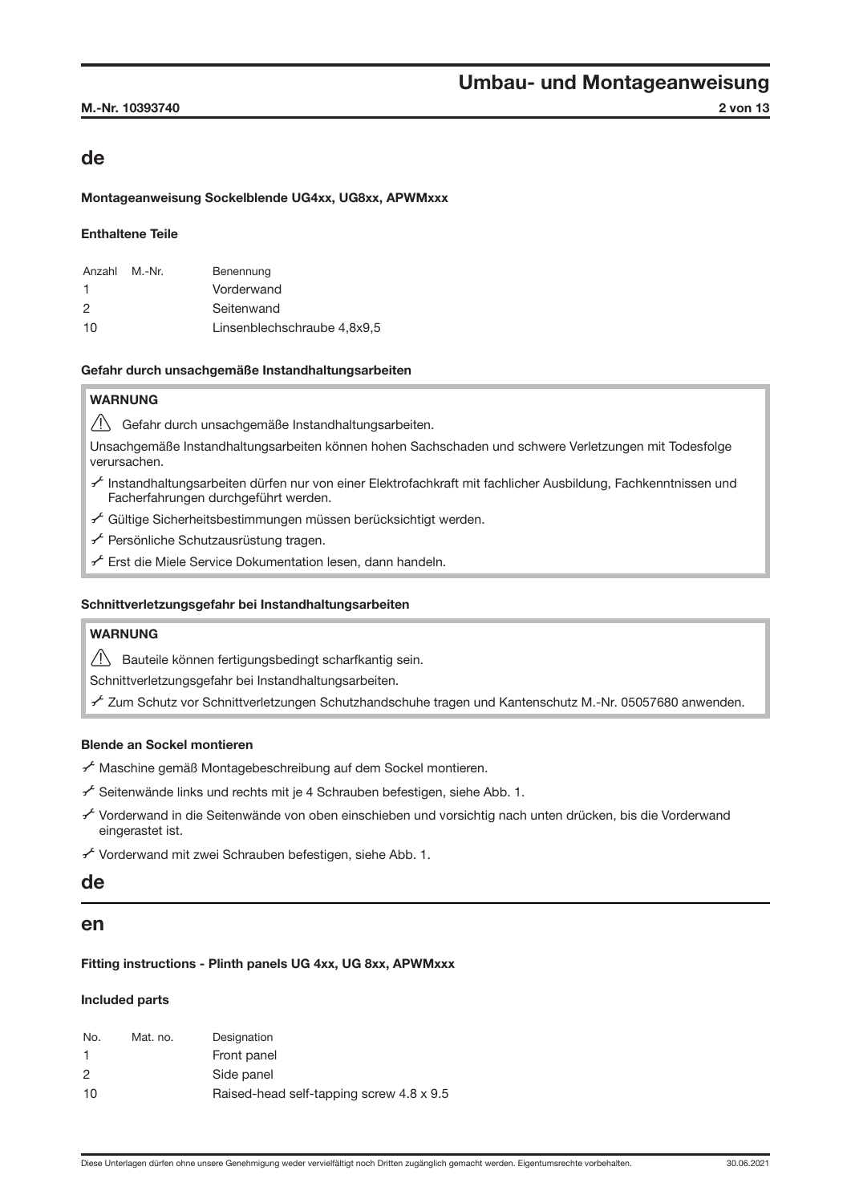## de

**Montageanweisung Sockelblende UG4xx, UG8xx, APWMxxx**

**Enthaltene Teile**

| Anzahl | M.-Nr. | Benennung |
|---|---|---|
| 1 | | Vorderwand |
| 2 | | Seitenwand |
| 10 | | Linsenblechschraube 4,8x9,5 |

**Gefahr durch unsachgemäße Instandhaltungsarbeiten**

**WARNUNG**

⚠ Gefahr durch unsachgemäße Instandhaltungsarbeiten.

Unsachgemäße Instandhaltungsarbeiten können hohen Sachschaden und schwere Verletzungen mit Todesfolge verursachen.

- Instandhaltungsarbeiten dürfen nur von einer Elektrofachkraft mit fachlicher Ausbildung, Fachkenntnissen und Facherfahrungen durchgeführt werden.
- Gültige Sicherheitsbestimmungen müssen berücksichtigt werden.
- Persönliche Schutzausrüstung tragen.
- Erst die Miele Service Dokumentation lesen, dann handeln.

**Schnittverletzungsgefahr bei Instandhaltungsarbeiten**

**WARNUNG**

⚠ Bauteile können fertigungsbedingt scharfkantig sein.

Schnittverletzungsgefahr bei Instandhaltungsarbeiten.

- Zum Schutz vor Schnittverletzungen Schutzhandschuhe tragen und Kantenschutz M.-Nr. 05057680 anwenden.

**Blende an Sockel montieren**

- Maschine gemäß Montagebeschreibung auf dem Sockel montieren.
- Seitenwände links und rechts mit je 4 Schrauben befestigen, siehe Abb. 1.
- Vorderwand in die Seitenwände von oben einschieben und vorsichtig nach unten drücken, bis die Vorderwand eingerastet ist.
- Vorderwand mit zwei Schrauben befestigen, siehe Abb. 1.

## de

## en

**Fitting instructions - Plinth panels UG 4xx, UG 8xx, APWMxxx**

**Included parts**

| No. | Mat. no. | Designation |
|---|---|---|
| 1 | | Front panel |
| 2 | | Side panel |
| 10 | | Raised-head self-tapping screw 4.8 x 9.5 |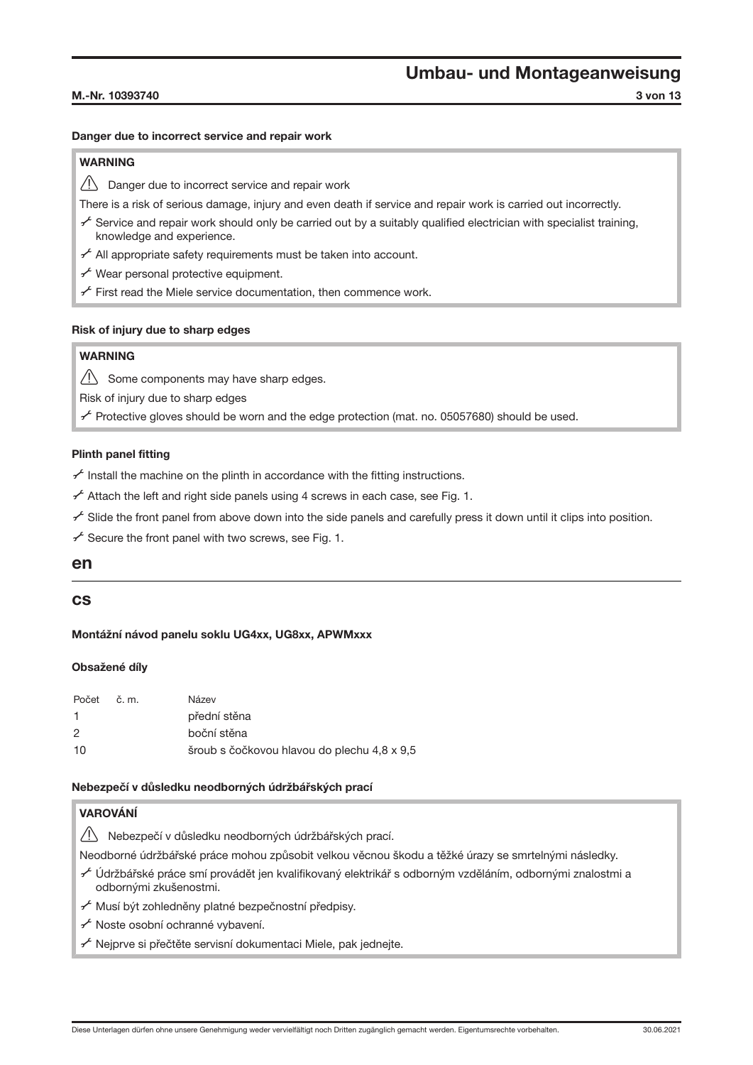#### Danger due to incorrect service and repair work

> **WARNING**
>
> ⚠ Danger due to incorrect service and repair work
>
> There is a risk of serious damage, injury and even death if service and repair work is carried out incorrectly.
>
> - Service and repair work should only be carried out by a suitably qualified electrician with specialist training, knowledge and experience.
> - All appropriate safety requirements must be taken into account.
> - Wear personal protective equipment.
> - First read the Miele service documentation, then commence work.

#### Risk of injury due to sharp edges

> **WARNING**
>
> ⚠ Some components may have sharp edges.
>
> Risk of injury due to sharp edges
>
> - Protective gloves should be worn and the edge protection (mat. no. 05057680) should be used.

#### Plinth panel fitting

- Install the machine on the plinth in accordance with the fitting instructions.
- Attach the left and right side panels using 4 screws in each case, see Fig. 1.
- Slide the front panel from above down into the side panels and carefully press it down until it clips into position.
- Secure the front panel with two screws, see Fig. 1.

## en

## cs

#### Montážní návod panelu soklu UG4xx, UG8xx, APWMxxx

#### Obsažené díly

| Počet | č. m. | Název |
|---|---|---|
| 1 | | přední stěna |
| 2 | | boční stěna |
| 10 | | šroub s čočkovou hlavou do plechu 4,8 x 9,5 |

#### Nebezpečí v důsledku neodborných údržbářských prací

> **VAROVÁNÍ**
>
> ⚠ Nebezpečí v důsledku neodborných údržbářských prací.
>
> Neodborné údržbářské práce mohou způsobit velkou věcnou škodu a těžké úrazy se smrtelnými následky.
>
> - Údržbářské práce smí provádět jen kvalifikovaný elektrikář s odborným vzděláním, odbornými znalostmi a odbornými zkušenostmi.
> - Musí být zohledněny platné bezpečnostní předpisy.
> - Noste osobní ochranné vybavení.
> - Nejprve si přečtěte servisní dokumentaci Miele, pak jednejte.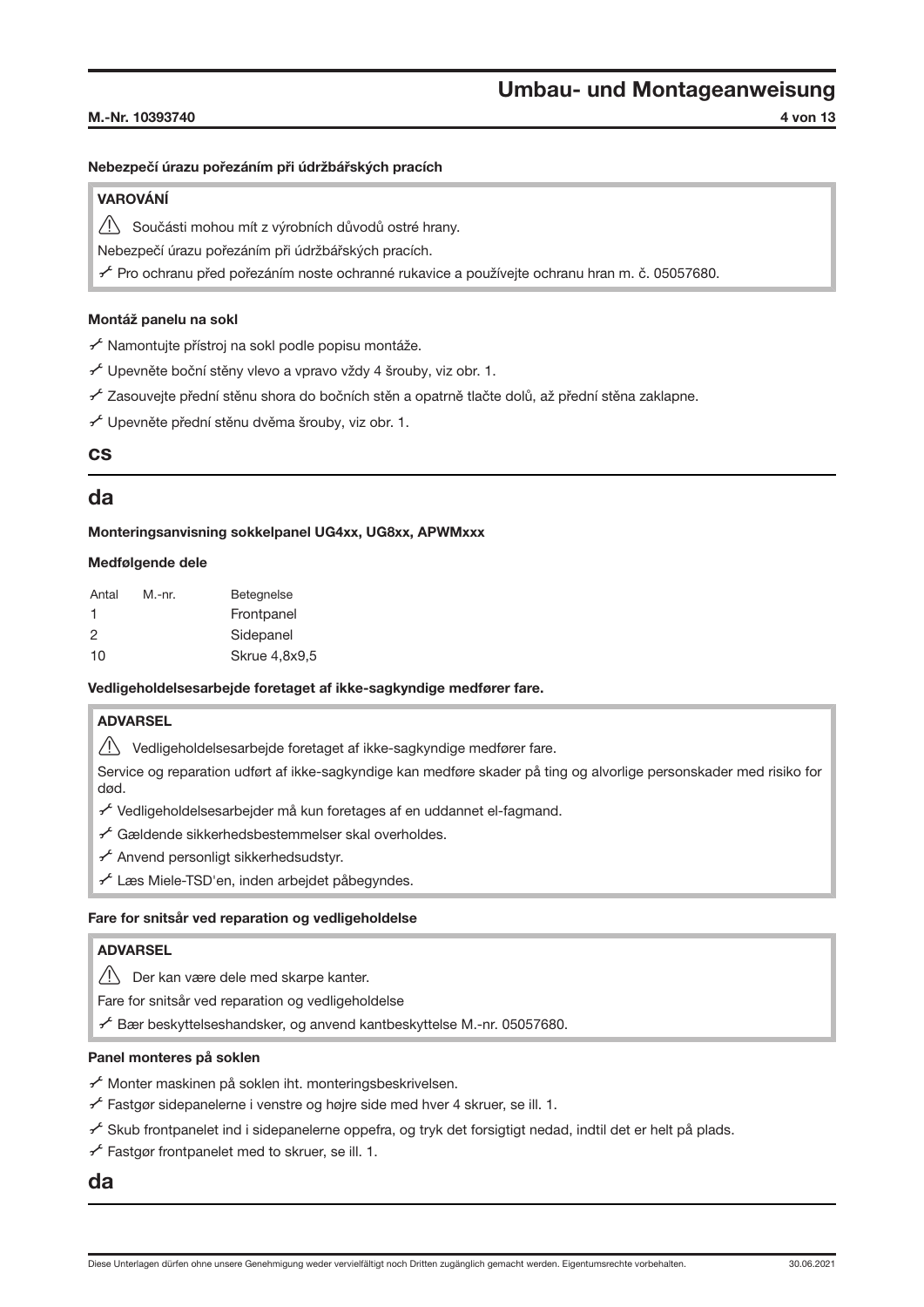**Nebezpečí úrazu pořezáním při údržbářských pracích**

> **VAROVÁNÍ**
>
> ⚠ Součásti mohou mít z výrobních důvodů ostré hrany.
>
> Nebezpečí úrazu pořezáním při údržbářských pracích.
>
> - Pro ochranu před pořezáním noste ochranné rukavice a používejte ochranu hran m. č. 05057680.

**Montáž panelu na sokl**

- Namontujte přístroj na sokl podle popisu montáže.
- Upevněte boční stěny vlevo a vpravo vždy 4 šrouby, viz obr. 1.
- Zasouvejte přední stěnu shora do bočních stěn a opatrně tlačte dolů, až přední stěna zaklapne.
- Upevněte přední stěnu dvěma šrouby, viz obr. 1.

**cs**

## da

**Monteringsanvisning sokkelpanel UG4xx, UG8xx, APWMxxx**

**Medfølgende dele**

| Antal | M.-nr. | Betegnelse |
|---|---|---|
| 1 | | Frontpanel |
| 2 | | Sidepanel |
| 10 | | Skrue 4,8x9,5 |

**Vedligeholdelsesarbejde foretaget af ikke-sagkyndige medfører fare.**

> **ADVARSEL**
>
> ⚠ Vedligeholdelsesarbejde foretaget af ikke-sagkyndige medfører fare.
>
> Service og reparation udført af ikke-sagkyndige kan medføre skader på ting og alvorlige personskader med risiko for død.
>
> - Vedligeholdelsesarbejder må kun foretages af en uddannet el-fagmand.
> - Gældende sikkerhedsbestemmelser skal overholdes.
> - Anvend personligt sikkerhedsudstyr.
> - Læs Miele-TSD'en, inden arbejdet påbegyndes.

**Fare for snitsår ved reparation og vedligeholdelse**

> **ADVARSEL**
>
> ⚠ Der kan være dele med skarpe kanter.
>
> Fare for snitsår ved reparation og vedligeholdelse
>
> - Bær beskyttelseshandsker, og anvend kantbeskyttelse M.-nr. 05057680.

**Panel monteres på soklen**

- Monter maskinen på soklen iht. monteringsbeskrivelsen.
- Fastgør sidepanelerne i venstre og højre side med hver 4 skruer, se ill. 1.
- Skub frontpanelet ind i sidepanelerne oppefra, og tryk det forsigtigt nedad, indtil det er helt på plads.
- Fastgør frontpanelet med to skruer, se ill. 1.

**da**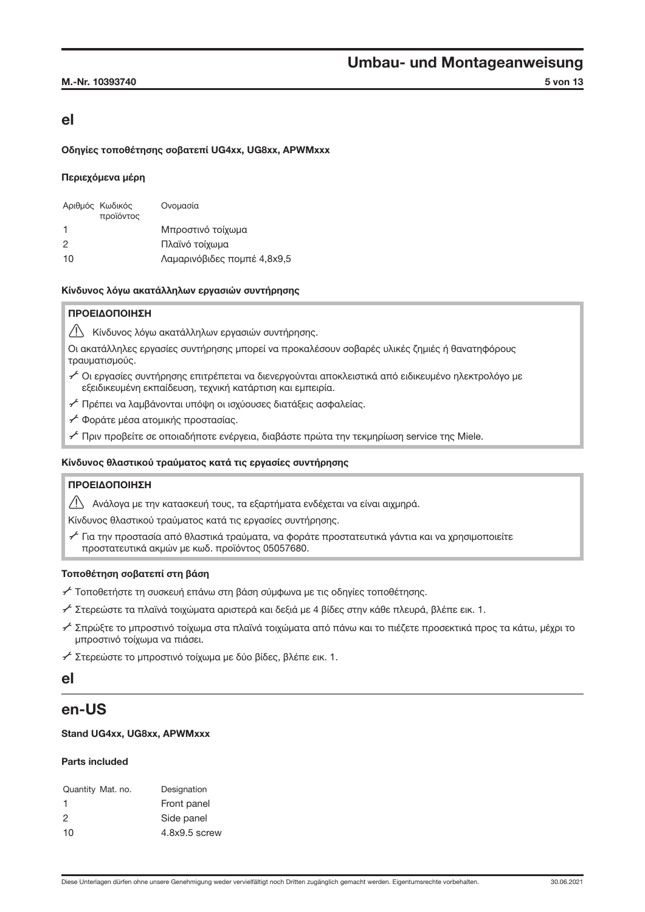## el

### Οδηγίες τοποθέτησης σοβατεπί UG4xx, UG8xx, APWMxxx

#### Περιεχόμενα μέρη

| Αριθμός | Κωδικός προϊόντος | Ονομασία |
|---|---|---|
| 1 | | Μπροστινό τοίχωμα |
| 2 | | Πλαϊνό τοίχωμα |
| 10 | | Λαμαρινόβιδες πομπέ 4,8x9,5 |

#### Κίνδυνος λόγω ακατάλληλων εργασιών συντήρησης

**ΠΡΟΕΙΔΟΠΟΙΗΣΗ**

⚠ Κίνδυνος λόγω ακατάλληλων εργασιών συντήρησης.

Οι ακατάλληλες εργασίες συντήρησης μπορεί να προκαλέσουν σοβαρές υλικές ζημιές ή θανατηφόρους τραυματισμούς.

- Οι εργασίες συντήρησης επιτρέπεται να διενεργούνται αποκλειστικά από ειδικευμένο ηλεκτρολόγο με εξειδικευμένη εκπαίδευση, τεχνική κατάρτιση και εμπειρία.
- Πρέπει να λαμβάνονται υπόψη οι ισχύουσες διατάξεις ασφαλείας.
- Φοράτε μέσα ατομικής προστασίας.
- Πριν προβείτε σε οποιαδήποτε ενέργεια, διαβάστε πρώτα την τεκμηρίωση service της Miele.

#### Κίνδυνος θλαστικού τραύματος κατά τις εργασίες συντήρησης

**ΠΡΟΕΙΔΟΠΟΙΗΣΗ**

⚠ Ανάλογα με την κατασκευή τους, τα εξαρτήματα ενδέχεται να είναι αιχμηρά.

Κίνδυνος θλαστικού τραύματος κατά τις εργασίες συντήρησης.

- Για την προστασία από θλαστικά τραύματα, να φοράτε προστατευτικά γάντια και να χρησιμοποιείτε προστατευτικά ακμών με κωδ. προϊόντος 05057680.

#### Τοποθέτηση σοβατεπί στη βάση

- Τοποθετήστε τη συσκευή επάνω στη βάση σύμφωνα με τις οδηγίες τοποθέτησης.
- Στερεώστε τα πλαϊνά τοιχώματα αριστερά και δεξιά με 4 βίδες στην κάθε πλευρά, βλέπε εικ. 1.
- Σπρώξτε το μπροστινό τοίχωμα στα πλαϊνά τοιχώματα από πάνω και το πιέζετε προσεκτικά προς τα κάτω, μέχρι το μπροστινό τοίχωμα να πιάσει.
- Στερεώστε το μπροστινό τοίχωμα με δύο βίδες, βλέπε εικ. 1.

## el

## en-US

### Stand UG4xx, UG8xx, APWMxxx

#### Parts included

| Quantity | Mat. no. | Designation |
|---|---|---|
| 1 | | Front panel |
| 2 | | Side panel |
| 10 | | 4.8x9.5 screw |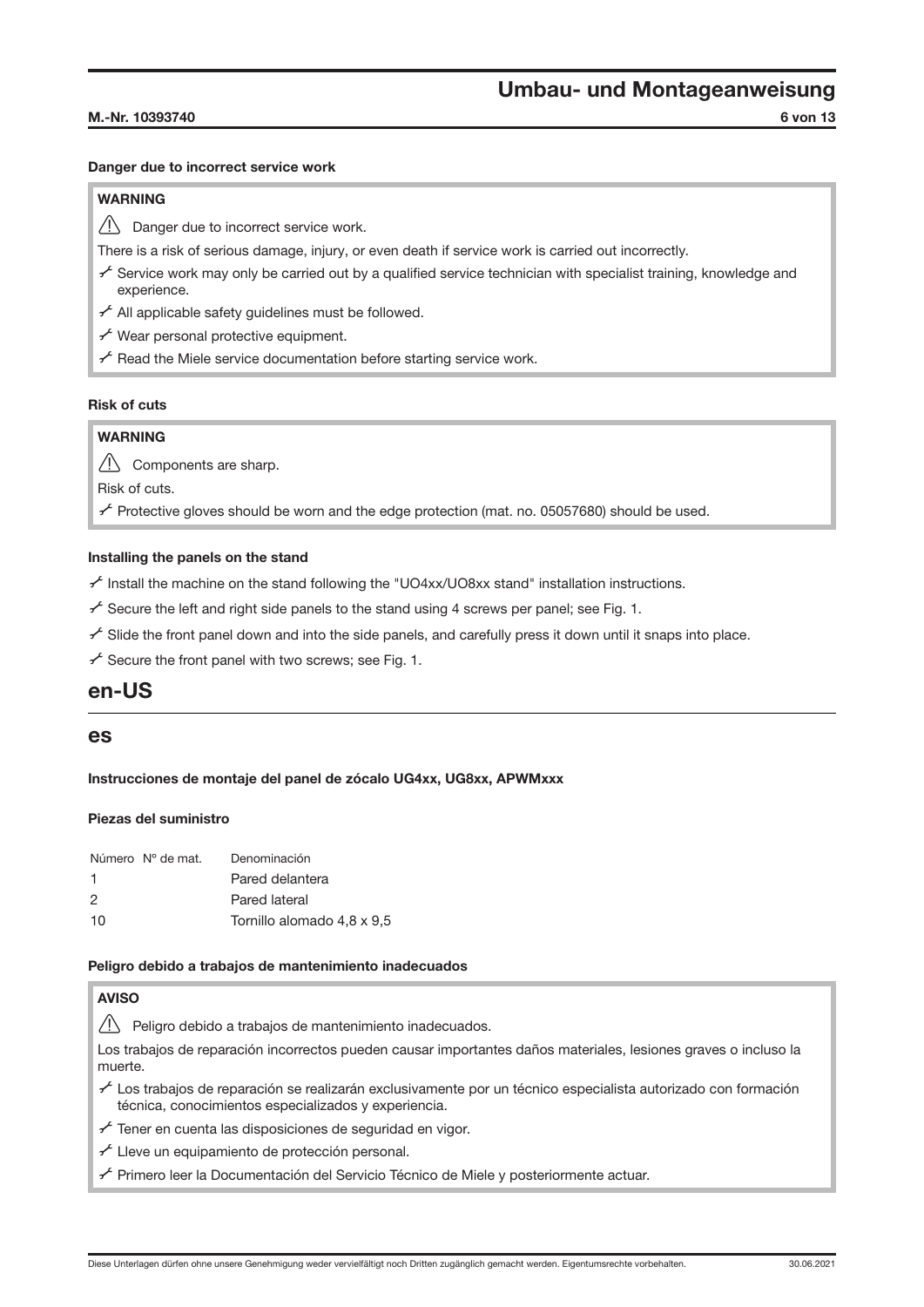**Danger due to incorrect service work**

> **WARNING**
>
> ⚠ Danger due to incorrect service work.
>
> There is a risk of serious damage, injury, or even death if service work is carried out incorrectly.
>
> - Service work may only be carried out by a qualified service technician with specialist training, knowledge and experience.
> - All applicable safety guidelines must be followed.
> - Wear personal protective equipment.
> - Read the Miele service documentation before starting service work.

**Risk of cuts**

> **WARNING**
>
> ⚠ Components are sharp.
>
> Risk of cuts.
>
> - Protective gloves should be worn and the edge protection (mat. no. 05057680) should be used.

**Installing the panels on the stand**

- Install the machine on the stand following the "UO4xx/UO8xx stand" installation instructions.
- Secure the left and right side panels to the stand using 4 screws per panel; see Fig. 1.
- Slide the front panel down and into the side panels, and carefully press it down until it snaps into place.
- Secure the front panel with two screws; see Fig. 1.

# en-US

# es

**Instrucciones de montaje del panel de zócalo UG4xx, UG8xx, APWMxxx**

**Piezas del suministro**

| Número | Nº de mat. | Denominación |
| --- | --- | --- |
| 1 | | Pared delantera |
| 2 | | Pared lateral |
| 10 | | Tornillo alomado 4,8 x 9,5 |

**Peligro debido a trabajos de mantenimiento inadecuados**

> **AVISO**
>
> ⚠ Peligro debido a trabajos de mantenimiento inadecuados.
>
> Los trabajos de reparación incorrectos pueden causar importantes daños materiales, lesiones graves o incluso la muerte.
>
> - Los trabajos de reparación se realizarán exclusivamente por un técnico especialista autorizado con formación técnica, conocimientos especializados y experiencia.
> - Tener en cuenta las disposiciones de seguridad en vigor.
> - Lleve un equipamiento de protección personal.
> - Primero leer la Documentación del Servicio Técnico de Miele y posteriormente actuar.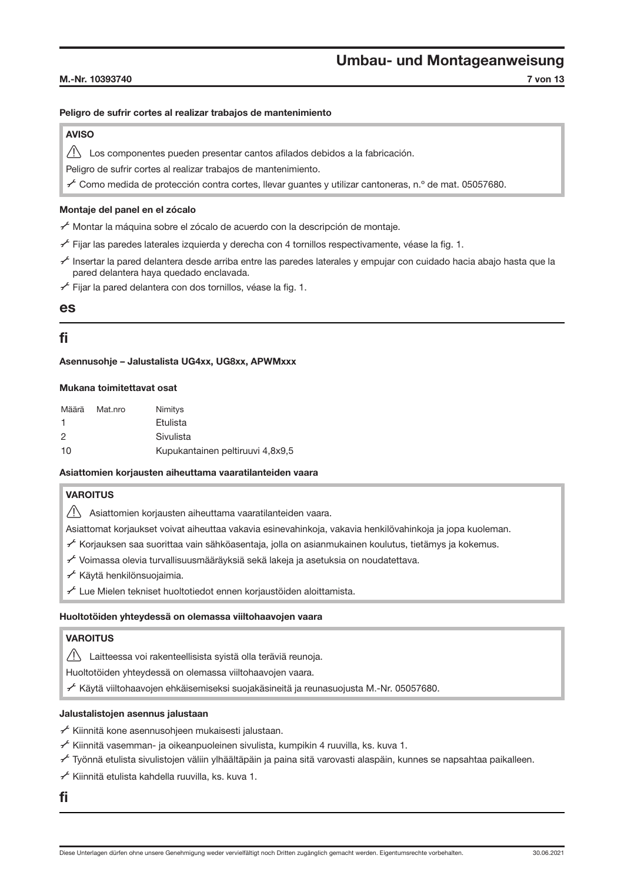**Peligro de sufrir cortes al realizar trabajos de mantenimiento**

**AVISO**

⚠ Los componentes pueden presentar cantos afilados debidos a la fabricación.

Peligro de sufrir cortes al realizar trabajos de mantenimiento.

- Como medida de protección contra cortes, llevar guantes y utilizar cantoneras, n.º de mat. 05057680.

**Montaje del panel en el zócalo**

- Montar la máquina sobre el zócalo de acuerdo con la descripción de montaje.
- Fijar las paredes laterales izquierda y derecha con 4 tornillos respectivamente, véase la fig. 1.
- Insertar la pared delantera desde arriba entre las paredes laterales y empujar con cuidado hacia abajo hasta que la pared delantera haya quedado enclavada.
- Fijar la pared delantera con dos tornillos, véase la fig. 1.

**es**

## fi

**Asennusohje – Jalustalista UG4xx, UG8xx, APWMxxx**

**Mukana toimitettavat osat**

| Määrä | Mat.nro | Nimitys |
|---|---|---|
| 1 | | Etulista |
| 2 | | Sivulista |
| 10 | | Kupukantainen peltiruuvi 4,8x9,5 |

**Asiattomien korjausten aiheuttama vaaratilanteiden vaara**

**VAROITUS**

⚠ Asiattomien korjausten aiheuttama vaaratilanteiden vaara.

Asiattomat korjaukset voivat aiheuttaa vakavia esinevahinkoja, vakavia henkilövahinkoja ja jopa kuoleman.

- Korjauksen saa suorittaa vain sähköasentaja, jolla on asianmukainen koulutus, tietämys ja kokemus.
- Voimassa olevia turvallisuusmääräyksiä sekä lakeja ja asetuksia on noudatettava.
- Käytä henkilönsuojaimia.
- Lue Mielen tekniset huoltotiedot ennen korjaustöiden aloittamista.

**Huoltotöiden yhteydessä on olemassa viiltohaavojen vaara**

**VAROITUS**

⚠ Laitteessa voi rakenteellisista syistä olla teräviä reunoja.

Huoltotöiden yhteydessä on olemassa viiltohaavojen vaara.

- Käytä viiltohaavojen ehkäisemiseksi suojakäsineitä ja reunasuojusta M.-Nr. 05057680.

**Jalustalistojen asennus jalustaan**

- Kiinnitä kone asennusohjeen mukaisesti jalustaan.
- Kiinnitä vasemman- ja oikeanpuoleinen sivulista, kumpikin 4 ruuvilla, ks. kuva 1.
- Työnnä etulista sivulistojen väliin ylhäältäpäin ja paina sitä varovasti alaspäin, kunnes se napsahtaa paikalleen.
- Kiinnitä etulista kahdella ruuvilla, ks. kuva 1.

**fi**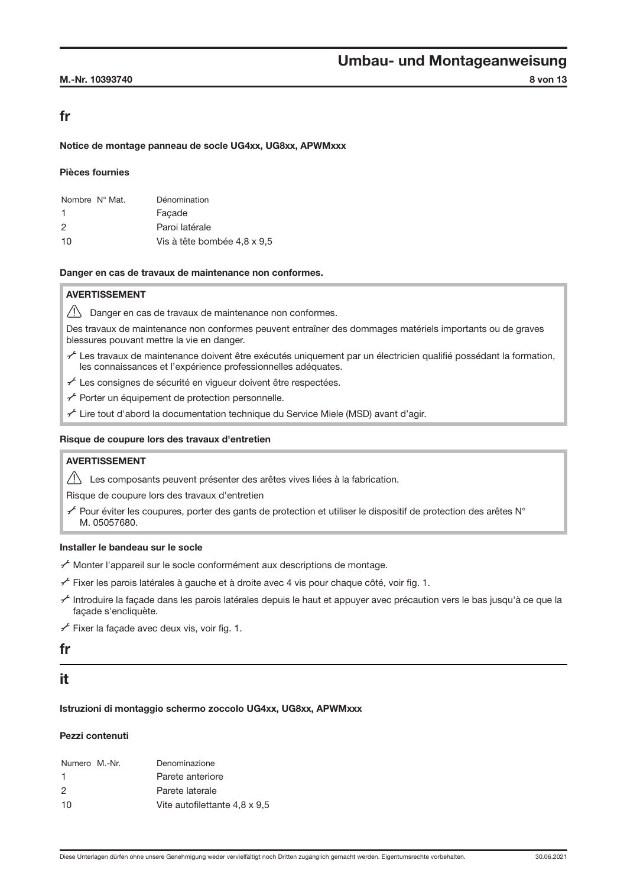## fr

**Notice de montage panneau de socle UG4xx, UG8xx, APWMxxx**

**Pièces fournies**

| Nombre | N° Mat. | Dénomination |
|---|---|---|
| 1 | | Façade |
| 2 | | Paroi latérale |
| 10 | | Vis à tête bombée 4,8 x 9,5 |

**Danger en cas de travaux de maintenance non conformes.**

> **AVERTISSEMENT**
>
> ⚠ Danger en cas de travaux de maintenance non conformes.
>
> Des travaux de maintenance non conformes peuvent entraîner des dommages matériels importants ou de graves blessures pouvant mettre la vie en danger.
>
> - Les travaux de maintenance doivent être exécutés uniquement par un électricien qualifié possédant la formation, les connaissances et l'expérience professionnelles adéquates.
> - Les consignes de sécurité en vigueur doivent être respectées.
> - Porter un équipement de protection personnelle.
> - Lire tout d'abord la documentation technique du Service Miele (MSD) avant d'agir.

**Risque de coupure lors des travaux d'entretien**

> **AVERTISSEMENT**
>
> ⚠ Les composants peuvent présenter des arêtes vives liées à la fabrication.
>
> Risque de coupure lors des travaux d'entretien
>
> - Pour éviter les coupures, porter des gants de protection et utiliser le dispositif de protection des arêtes N° M. 05057680.

**Installer le bandeau sur le socle**

- Monter l'appareil sur le socle conformément aux descriptions de montage.
- Fixer les parois latérales à gauche et à droite avec 4 vis pour chaque côté, voir fig. 1.
- Introduire la façade dans les parois latérales depuis le haut et appuyer avec précaution vers le bas jusqu'à ce que la façade s'encliquète.
- Fixer la façade avec deux vis, voir fig. 1.

## fr

---

## it

**Istruzioni di montaggio schermo zoccolo UG4xx, UG8xx, APWMxxx**

**Pezzi contenuti**

| Numero | M.-Nr. | Denominazione |
|---|---|---|
| 1 | | Parete anteriore |
| 2 | | Parete laterale |
| 10 | | Vite autofilettante 4,8 x 9,5 |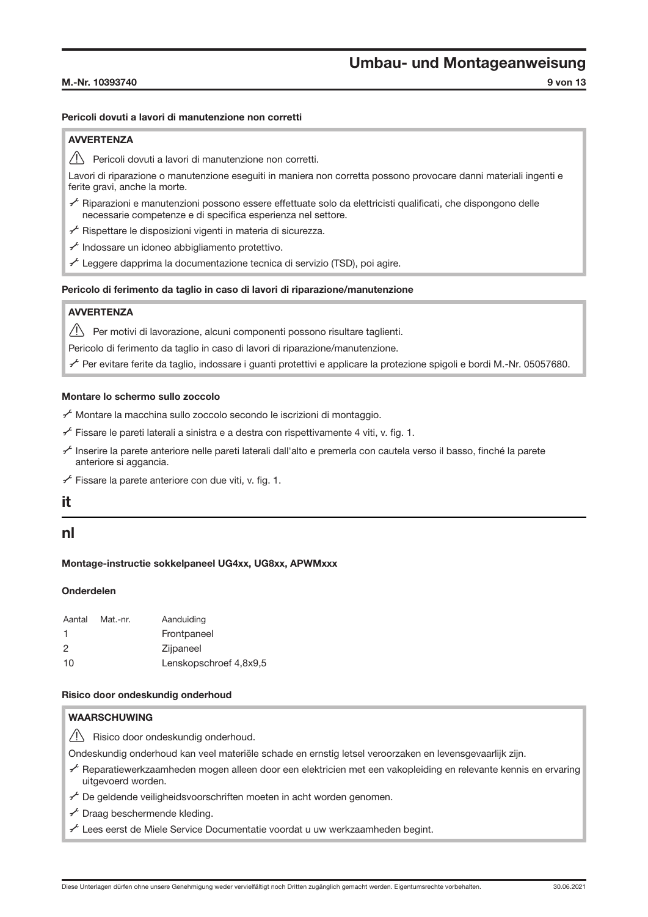**Pericoli dovuti a lavori di manutenzione non corretti**

**AVVERTENZA**

⚠ Pericoli dovuti a lavori di manutenzione non corretti.

Lavori di riparazione o manutenzione eseguiti in maniera non corretta possono provocare danni materiali ingenti e ferite gravi, anche la morte.

- Riparazioni e manutenzioni possono essere effettuate solo da elettricisti qualificati, che dispongono delle necessarie competenze e di specifica esperienza nel settore.
- Rispettare le disposizioni vigenti in materia di sicurezza.
- Indossare un idoneo abbigliamento protettivo.
- Leggere dapprima la documentazione tecnica di servizio (TSD), poi agire.

**Pericolo di ferimento da taglio in caso di lavori di riparazione/manutenzione**

**AVVERTENZA**

⚠ Per motivi di lavorazione, alcuni componenti possono risultare taglienti.

Pericolo di ferimento da taglio in caso di lavori di riparazione/manutenzione.

- Per evitare ferite da taglio, indossare i guanti protettivi e applicare la protezione spigoli e bordi M.-Nr. 05057680.

**Montare lo schermo sullo zoccolo**

- Montare la macchina sullo zoccolo secondo le iscrizioni di montaggio.
- Fissare le pareti laterali a sinistra e a destra con rispettivamente 4 viti, v. fig. 1.
- Inserire la parete anteriore nelle pareti laterali dall'alto e premerla con cautela verso il basso, finché la parete anteriore si aggancia.
- Fissare la parete anteriore con due viti, v. fig. 1.

# it

# nl

**Montage-instructie sokkelpaneel UG4xx, UG8xx, APWMxxx**

**Onderdelen**

| Aantal | Mat.-nr. | Aanduiding |
|---|---|---|
| 1 | | Frontpaneel |
| 2 | | Zijpaneel |
| 10 | | Lenskopschroef 4,8x9,5 |

**Risico door ondeskundig onderhoud**

**WAARSCHUWING**

⚠ Risico door ondeskundig onderhoud.

Ondeskundig onderhoud kan veel materiële schade en ernstig letsel veroorzaken en levensgevaarlijk zijn.

- Reparatiewerkzaamheden mogen alleen door een elektricien met een vakopleiding en relevante kennis en ervaring uitgevoerd worden.
- De geldende veiligheidsvoorschriften moeten in acht worden genomen.
- Draag beschermende kleding.
- Lees eerst de Miele Service Documentatie voordat u uw werkzaamheden begint.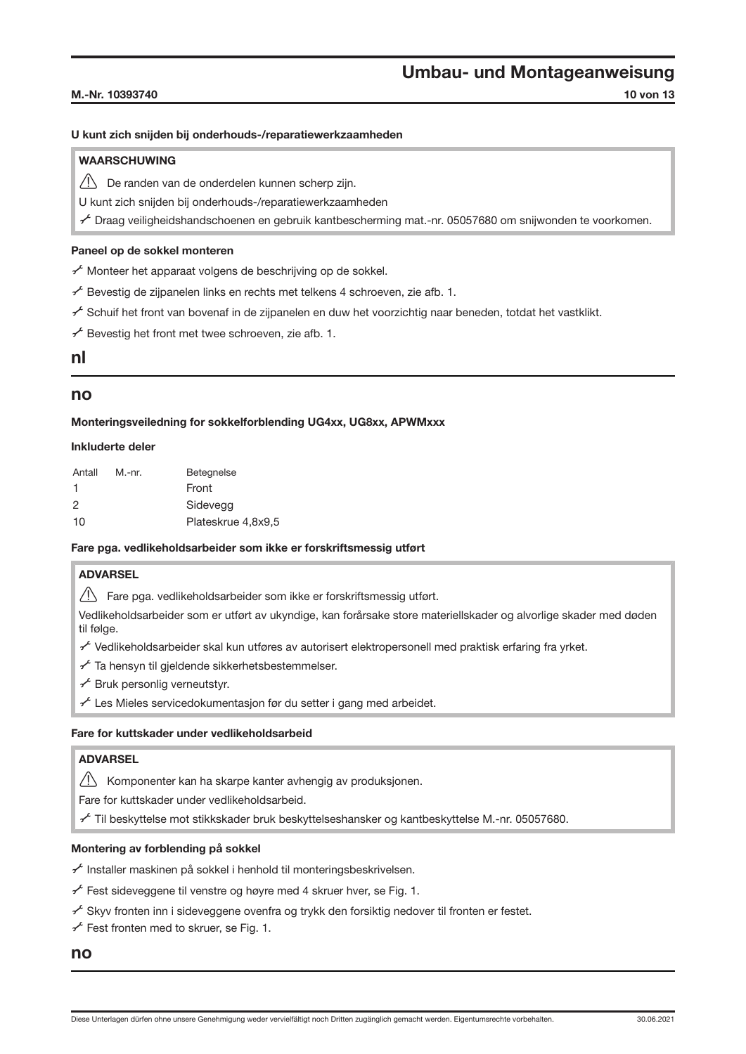**U kunt zich snijden bij onderhouds-/reparatiewerkzaamheden**

> **WAARSCHUWING**
>
> ⚠ De randen van de onderdelen kunnen scherp zijn.
>
> U kunt zich snijden bij onderhouds-/reparatiewerkzaamheden
>
> - Draag veiligheidshandschoenen en gebruik kantbescherming mat.-nr. 05057680 om snijwonden te voorkomen.

**Paneel op de sokkel monteren**

- Monteer het apparaat volgens de beschrijving op de sokkel.
- Bevestig de zijpanelen links en rechts met telkens 4 schroeven, zie afb. 1.
- Schuif het front van bovenaf in de zijpanelen en duw het voorzichtig naar beneden, totdat het vastklikt.
- Bevestig het front met twee schroeven, zie afb. 1.

## nl

## no

**Monteringsveiledning for sokkelforblending UG4xx, UG8xx, APWMxxx**

**Inkluderte deler**

| Antall | M.-nr. | Betegnelse |
|---|---|---|
| 1 | | Front |
| 2 | | Sidevegg |
| 10 | | Plateskrue 4,8x9,5 |

**Fare pga. vedlikeholdsarbeider som ikke er forskriftsmessig utført**

> **ADVARSEL**
>
> ⚠ Fare pga. vedlikeholdsarbeider som ikke er forskriftsmessig utført.
>
> Vedlikeholdsarbeider som er utført av ukyndige, kan forårsake store materiellskader og alvorlige skader med døden til følge.
>
> - Vedlikeholdsarbeider skal kun utføres av autorisert elektropersonell med praktisk erfaring fra yrket.
> - Ta hensyn til gjeldende sikkerhetsbestemmelser.
> - Bruk personlig verneutstyr.
> - Les Mieles servicedokumentasjon før du setter i gang med arbeidet.

**Fare for kuttskader under vedlikeholdsarbeid**

> **ADVARSEL**
>
> ⚠ Komponenter kan ha skarpe kanter avhengig av produksjonen.
>
> Fare for kuttskader under vedlikeholdsarbeid.
>
> - Til beskyttelse mot stikkskader bruk beskyttelseshansker og kantbeskyttelse M.-nr. 05057680.

**Montering av forblending på sokkel**

- Installer maskinen på sokkel i henhold til monteringsbeskrivelsen.
- Fest sideveggene til venstre og høyre med 4 skruer hver, se Fig. 1.
- Skyv fronten inn i sideveggene ovenfra og trykk den forsiktig nedover til fronten er festet.
- Fest fronten med to skruer, se Fig. 1.

## no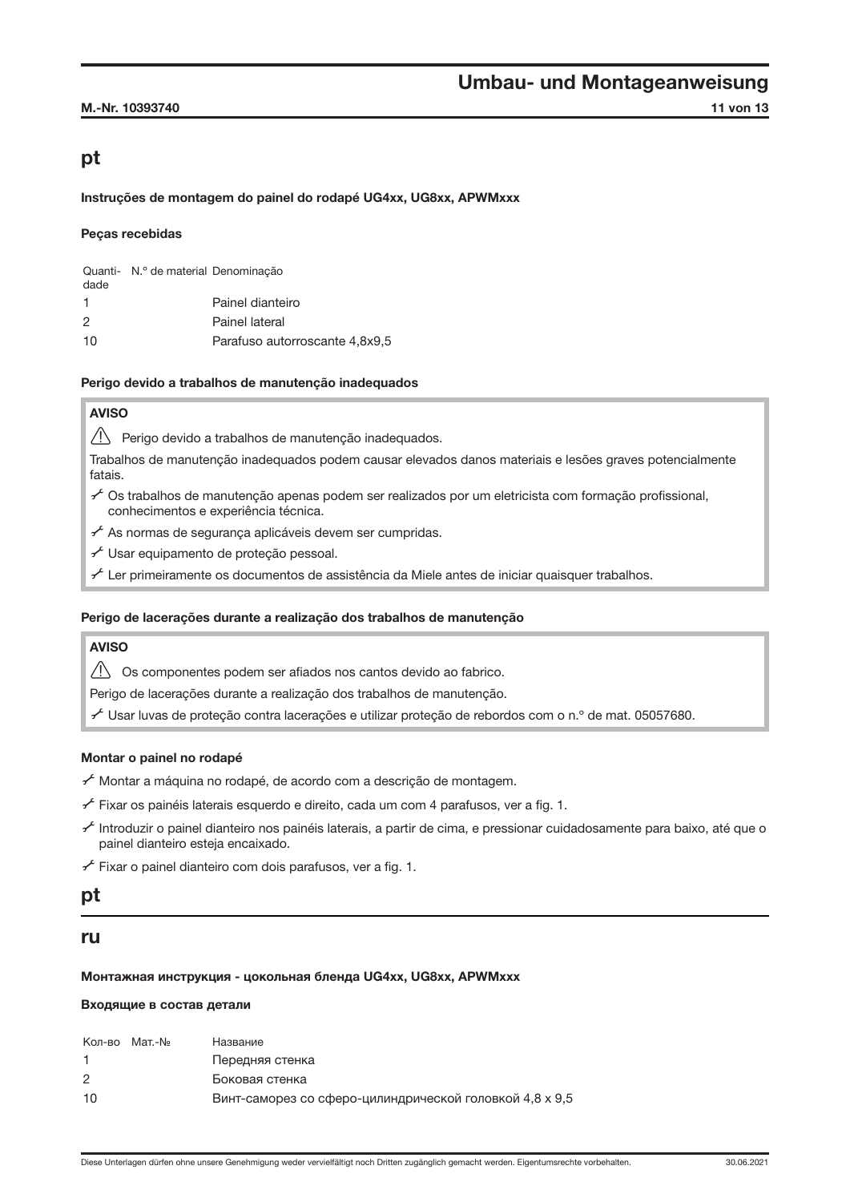## pt

### Instruções de montagem do painel do rodapé UG4xx, UG8xx, APWMxxx

#### Peças recebidas

| Quanti-dade | N.º de material | Denominação |
|---|---|---|
| 1 | | Painel dianteiro |
| 2 | | Painel lateral |
| 10 | | Parafuso autorroscante 4,8x9,5 |

#### Perigo devido a trabalhos de manutenção inadequados

**AVISO**

⚠ Perigo devido a trabalhos de manutenção inadequados.

Trabalhos de manutenção inadequados podem causar elevados danos materiais e lesões graves potencialmente fatais.

- Os trabalhos de manutenção apenas podem ser realizados por um eletricista com formação profissional, conhecimentos e experiência técnica.
- As normas de segurança aplicáveis devem ser cumpridas.
- Usar equipamento de proteção pessoal.
- Ler primeiramente os documentos de assistência da Miele antes de iniciar quaisquer trabalhos.

#### Perigo de lacerações durante a realização dos trabalhos de manutenção

**AVISO**

⚠ Os componentes podem ser afiados nos cantos devido ao fabrico.

Perigo de lacerações durante a realização dos trabalhos de manutenção.

- Usar luvas de proteção contra lacerações e utilizar proteção de rebordos com o n.º de mat. 05057680.

#### Montar o painel no rodapé

- Montar a máquina no rodapé, de acordo com a descrição de montagem.
- Fixar os painéis laterais esquerdo e direito, cada um com 4 parafusos, ver a fig. 1.
- Introduzir o painel dianteiro nos painéis laterais, a partir de cima, e pressionar cuidadosamente para baixo, até que o painel dianteiro esteja encaixado.
- Fixar o painel dianteiro com dois parafusos, ver a fig. 1.

## pt

## ru

### Монтажная инструкция - цокольная бленда UG4xx, UG8xx, APWMxxx

#### Входящие в состав детали

| Кол-во | Мат.-№ | Название |
|---|---|---|
| 1 | | Передняя стенка |
| 2 | | Боковая стенка |
| 10 | | Винт-саморез со сферо-цилиндрической головкой 4,8 x 9,5 |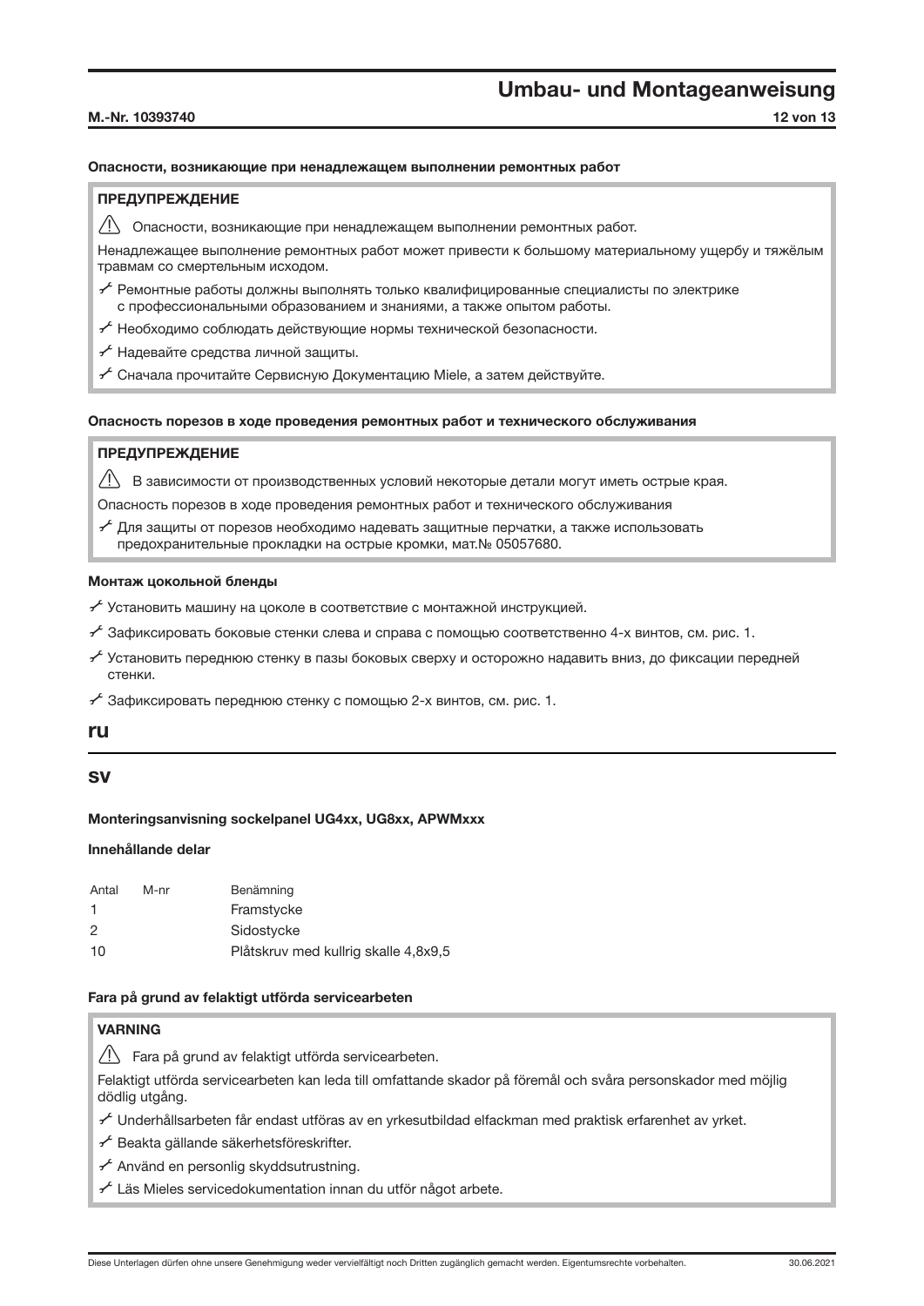### Опасности, возникающие при ненадлежащем выполнении ремонтных работ

**ПРЕДУПРЕЖДЕНИЕ**

⚠ Опасности, возникающие при ненадлежащем выполнении ремонтных работ.

Ненадлежащее выполнение ремонтных работ может привести к большому материальному ущербу и тяжёлым травмам со смертельным исходом.

- Ремонтные работы должны выполнять только квалифицированные специалисты по электрике с профессиональными образованием и знаниями, а также опытом работы.
- Необходимо соблюдать действующие нормы технической безопасности.
- Надевайте средства личной защиты.
- Сначала прочитайте Сервисную Документацию Miele, а затем действуйте.

### Опасность порезов в ходе проведения ремонтных работ и технического обслуживания

**ПРЕДУПРЕЖДЕНИЕ**

⚠ В зависимости от производственных условий некоторые детали могут иметь острые края.

Опасность порезов в ходе проведения ремонтных работ и технического обслуживания

- Для защиты от порезов необходимо надевать защитные перчатки, а также использовать предохранительные прокладки на острые кромки, мат.№ 05057680.

### Монтаж цокольной бленды

- Установить машину на цоколе в соответствие с монтажной инструкцией.
- Зафиксировать боковые стенки слева и справа с помощью соответственно 4-х винтов, см. рис. 1.
- Установить переднюю стенку в пазы боковых сверху и осторожно надавить вниз, до фиксации передней стенки.
- Зафиксировать переднюю стенку с помощью 2-х винтов, см. рис. 1.

## ru

## sv

### Monteringsanvisning sockelpanel UG4xx, UG8xx, APWMxxx

### Innehållande delar

| Antal | M-nr | Benämning |
|---|---|---|
| 1 | | Framstycke |
| 2 | | Sidostycke |
| 10 | | Plåtskruv med kullrig skalle 4,8x9,5 |

### Fara på grund av felaktigt utförda servicearbeten

**VARNING**

⚠ Fara på grund av felaktigt utförda servicearbeten.

Felaktigt utförda servicearbeten kan leda till omfattande skador på föremål och svåra personskador med möjlig dödlig utgång.

- Underhållsarbeten får endast utföras av en yrkesutbildad elfackman med praktisk erfarenhet av yrket.
- Beakta gällande säkerhetsföreskrifter.
- Använd en personlig skyddsutrustning.
- Läs Mieles servicedokumentation innan du utför något arbete.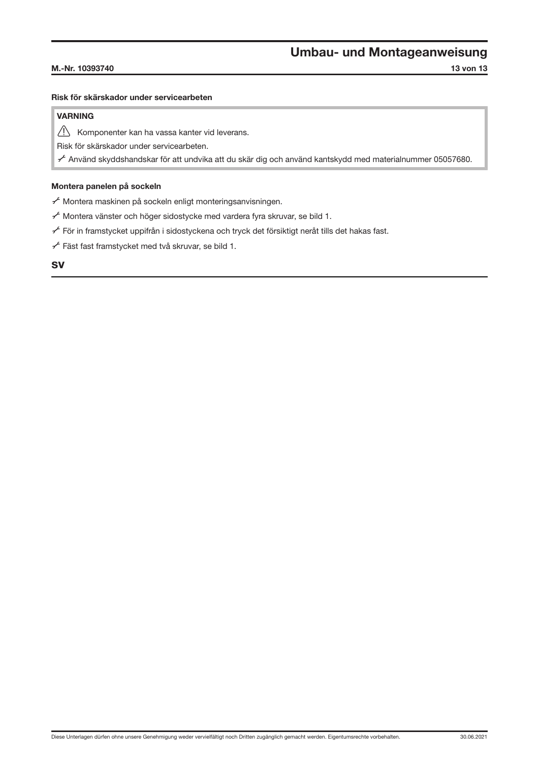### Risk för skärskador under servicearbeten

**VARNING**

⚠ Komponenter kan ha vassa kanter vid leverans.

Risk för skärskador under servicearbeten.

- Använd skyddshandskar för att undvika att du skär dig och använd kantskydd med materialnummer 05057680.

### Montera panelen på sockeln

- Montera maskinen på sockeln enligt monteringsanvisningen.
- Montera vänster och höger sidostycke med vardera fyra skruvar, se bild 1.
- För in framstycket uppifrån i sidostyckena och tryck det försiktigt neråt tills det hakas fast.
- Fäst fast framstycket med två skruvar, se bild 1.

**SV**